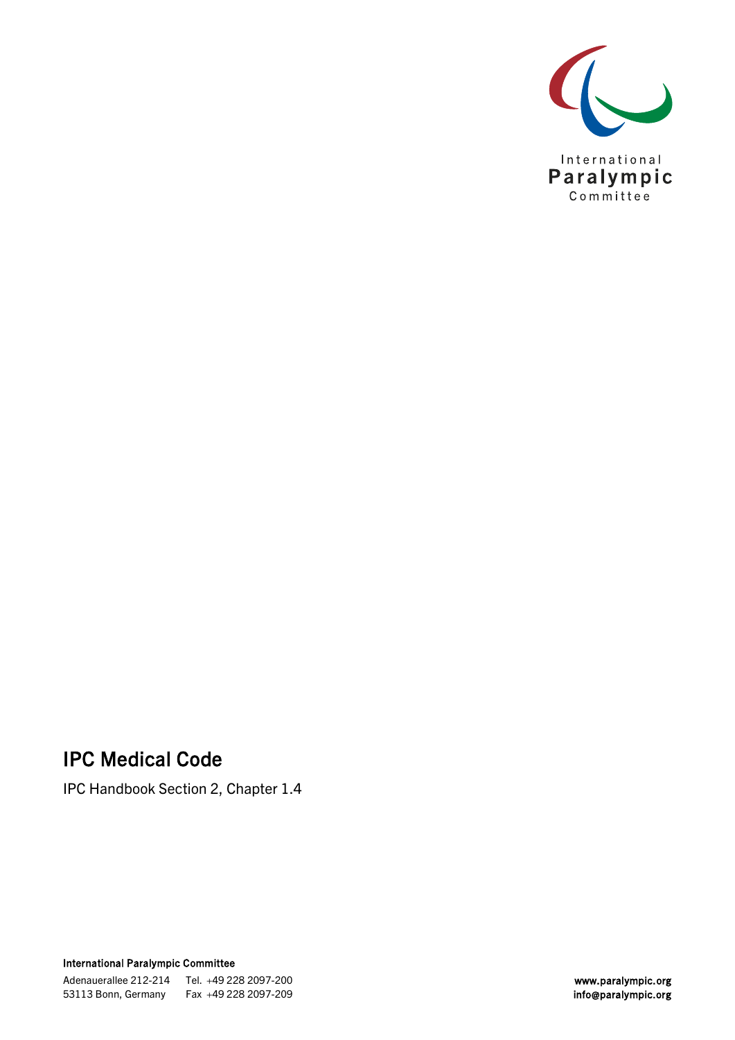International
Paralympic
Committee

# IPC Medical Code

IPC Handbook Section 2, Chapter 1.4

**International Paralympic Committee**

Adenauerallee 212-214 Tel. +49 228 2097-200
53113 Bonn, Germany Fax +49 228 2097-209

**www.paralympic.org**
**info@paralympic.org**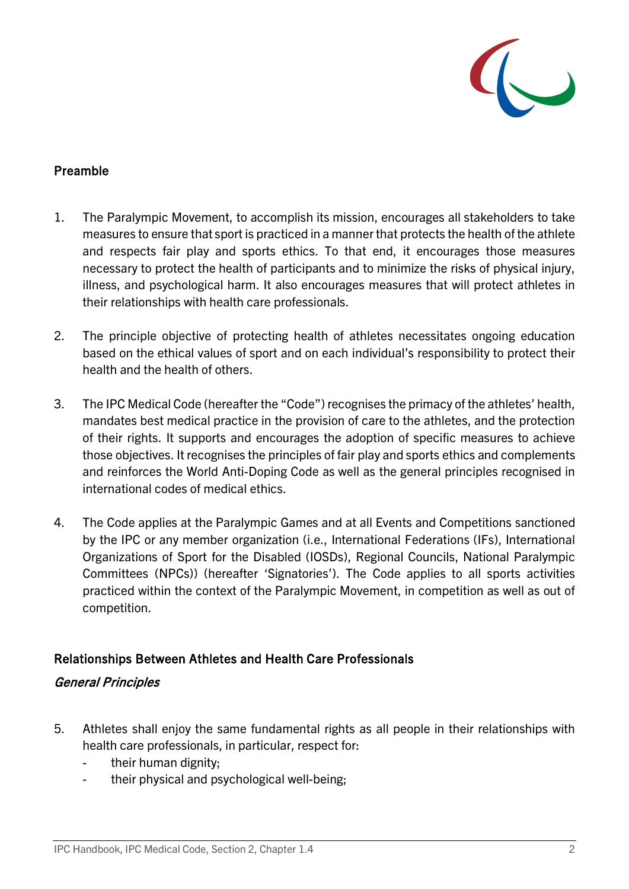## Preamble

1. The Paralympic Movement, to accomplish its mission, encourages all stakeholders to take measures to ensure that sport is practiced in a manner that protects the health of the athlete and respects fair play and sports ethics. To that end, it encourages those measures necessary to protect the health of participants and to minimize the risks of physical injury, illness, and psychological harm. It also encourages measures that will protect athletes in their relationships with health care professionals.

2. The principle objective of protecting health of athletes necessitates ongoing education based on the ethical values of sport and on each individual's responsibility to protect their health and the health of others.

3. The IPC Medical Code (hereafter the "Code") recognises the primacy of the athletes' health, mandates best medical practice in the provision of care to the athletes, and the protection of their rights. It supports and encourages the adoption of specific measures to achieve those objectives. It recognises the principles of fair play and sports ethics and complements and reinforces the World Anti-Doping Code as well as the general principles recognised in international codes of medical ethics.

4. The Code applies at the Paralympic Games and at all Events and Competitions sanctioned by the IPC or any member organization (i.e., International Federations (IFs), International Organizations of Sport for the Disabled (IOSDs), Regional Councils, National Paralympic Committees (NPCs)) (hereafter 'Signatories'). The Code applies to all sports activities practiced within the context of the Paralympic Movement, in competition as well as out of competition.

## Relationships Between Athletes and Health Care Professionals

### *General Principles*

5. Athletes shall enjoy the same fundamental rights as all people in their relationships with health care professionals, in particular, respect for:
   - their human dignity;
   - their physical and psychological well-being;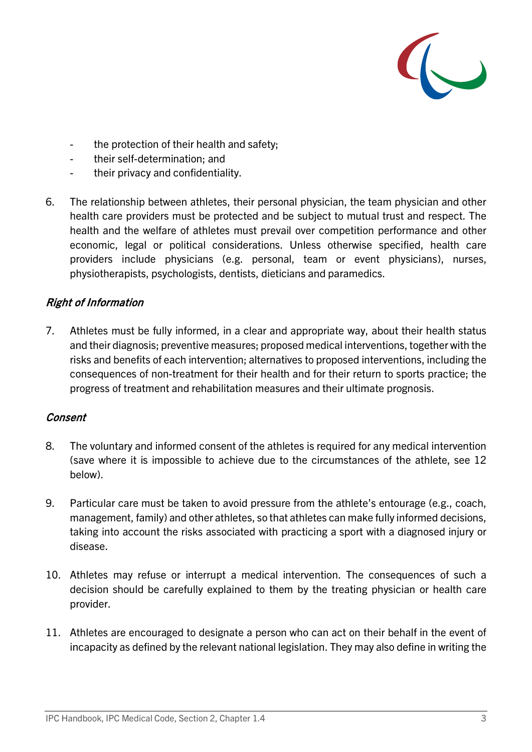- the protection of their health and safety;
- their self-determination; and
- their privacy and confidentiality.

6. The relationship between athletes, their personal physician, the team physician and other health care providers must be protected and be subject to mutual trust and respect. The health and the welfare of athletes must prevail over competition performance and other economic, legal or political considerations. Unless otherwise specified, health care providers include physicians (e.g. personal, team or event physicians), nurses, physiotherapists, psychologists, dentists, dieticians and paramedics.

### *Right of Information*

7. Athletes must be fully informed, in a clear and appropriate way, about their health status and their diagnosis; preventive measures; proposed medical interventions, together with the risks and benefits of each intervention; alternatives to proposed interventions, including the consequences of non-treatment for their health and for their return to sports practice; the progress of treatment and rehabilitation measures and their ultimate prognosis.

### *Consent*

8. The voluntary and informed consent of the athletes is required for any medical intervention (save where it is impossible to achieve due to the circumstances of the athlete, see 12 below).

9. Particular care must be taken to avoid pressure from the athlete's entourage (e.g., coach, management, family) and other athletes, so that athletes can make fully informed decisions, taking into account the risks associated with practicing a sport with a diagnosed injury or disease.

10. Athletes may refuse or interrupt a medical intervention. The consequences of such a decision should be carefully explained to them by the treating physician or health care provider.

11. Athletes are encouraged to designate a person who can act on their behalf in the event of incapacity as defined by the relevant national legislation. They may also define in writing the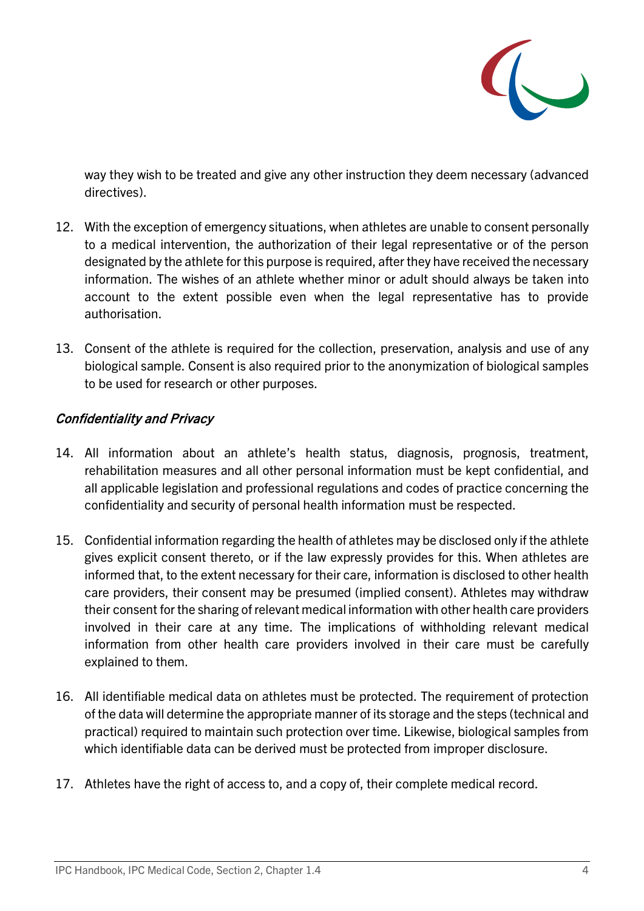way they wish to be treated and give any other instruction they deem necessary (advanced directives).

12. With the exception of emergency situations, when athletes are unable to consent personally to a medical intervention, the authorization of their legal representative or of the person designated by the athlete for this purpose is required, after they have received the necessary information. The wishes of an athlete whether minor or adult should always be taken into account to the extent possible even when the legal representative has to provide authorisation.

13. Consent of the athlete is required for the collection, preservation, analysis and use of any biological sample. Consent is also required prior to the anonymization of biological samples to be used for research or other purposes.

### *Confidentiality and Privacy*

14. All information about an athlete's health status, diagnosis, prognosis, treatment, rehabilitation measures and all other personal information must be kept confidential, and all applicable legislation and professional regulations and codes of practice concerning the confidentiality and security of personal health information must be respected.

15. Confidential information regarding the health of athletes may be disclosed only if the athlete gives explicit consent thereto, or if the law expressly provides for this. When athletes are informed that, to the extent necessary for their care, information is disclosed to other health care providers, their consent may be presumed (implied consent). Athletes may withdraw their consent for the sharing of relevant medical information with other health care providers involved in their care at any time. The implications of withholding relevant medical information from other health care providers involved in their care must be carefully explained to them.

16. All identifiable medical data on athletes must be protected. The requirement of protection of the data will determine the appropriate manner of its storage and the steps (technical and practical) required to maintain such protection over time. Likewise, biological samples from which identifiable data can be derived must be protected from improper disclosure.

17. Athletes have the right of access to, and a copy of, their complete medical record.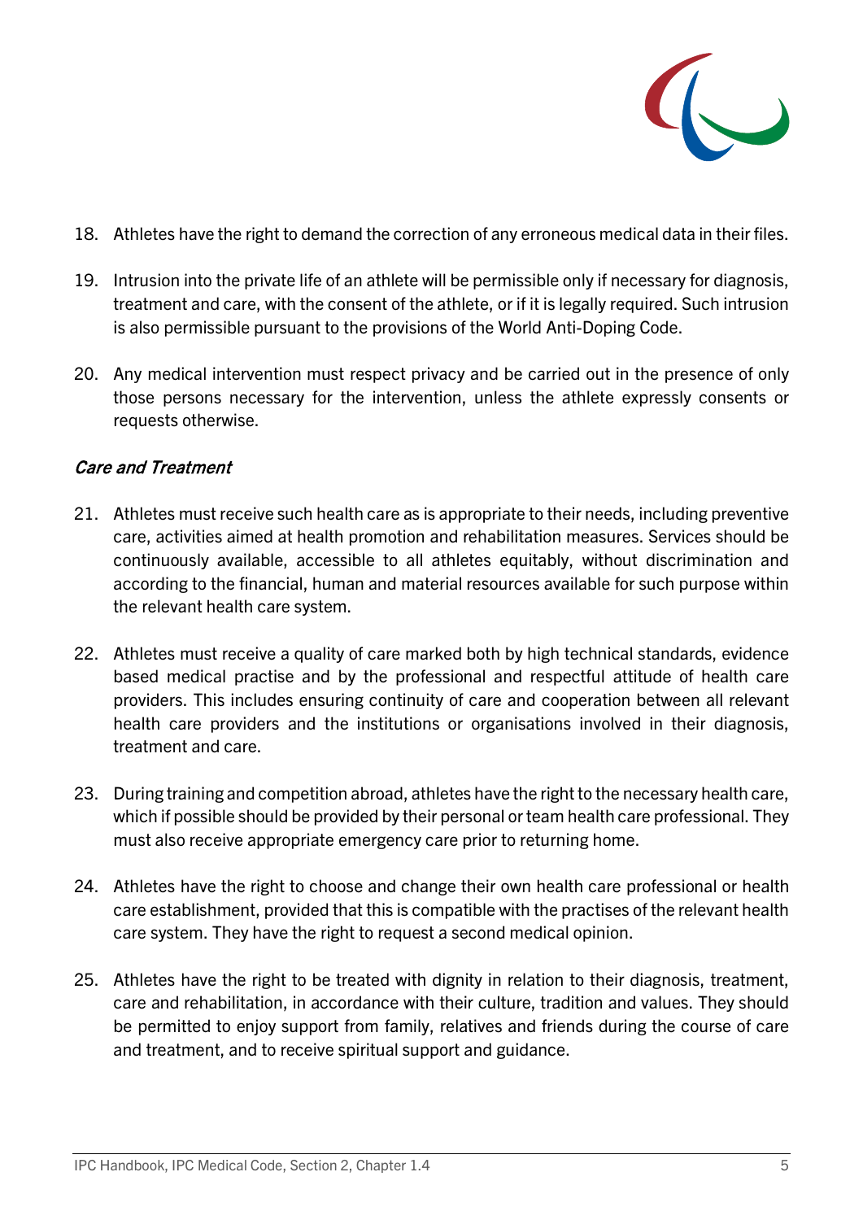18. Athletes have the right to demand the correction of any erroneous medical data in their files.

19. Intrusion into the private life of an athlete will be permissible only if necessary for diagnosis, treatment and care, with the consent of the athlete, or if it is legally required. Such intrusion is also permissible pursuant to the provisions of the World Anti-Doping Code.

20. Any medical intervention must respect privacy and be carried out in the presence of only those persons necessary for the intervention, unless the athlete expressly consents or requests otherwise.

### *Care and Treatment*

21. Athletes must receive such health care as is appropriate to their needs, including preventive care, activities aimed at health promotion and rehabilitation measures. Services should be continuously available, accessible to all athletes equitably, without discrimination and according to the financial, human and material resources available for such purpose within the relevant health care system.

22. Athletes must receive a quality of care marked both by high technical standards, evidence based medical practise and by the professional and respectful attitude of health care providers. This includes ensuring continuity of care and cooperation between all relevant health care providers and the institutions or organisations involved in their diagnosis, treatment and care.

23. During training and competition abroad, athletes have the right to the necessary health care, which if possible should be provided by their personal or team health care professional. They must also receive appropriate emergency care prior to returning home.

24. Athletes have the right to choose and change their own health care professional or health care establishment, provided that this is compatible with the practises of the relevant health care system. They have the right to request a second medical opinion.

25. Athletes have the right to be treated with dignity in relation to their diagnosis, treatment, care and rehabilitation, in accordance with their culture, tradition and values. They should be permitted to enjoy support from family, relatives and friends during the course of care and treatment, and to receive spiritual support and guidance.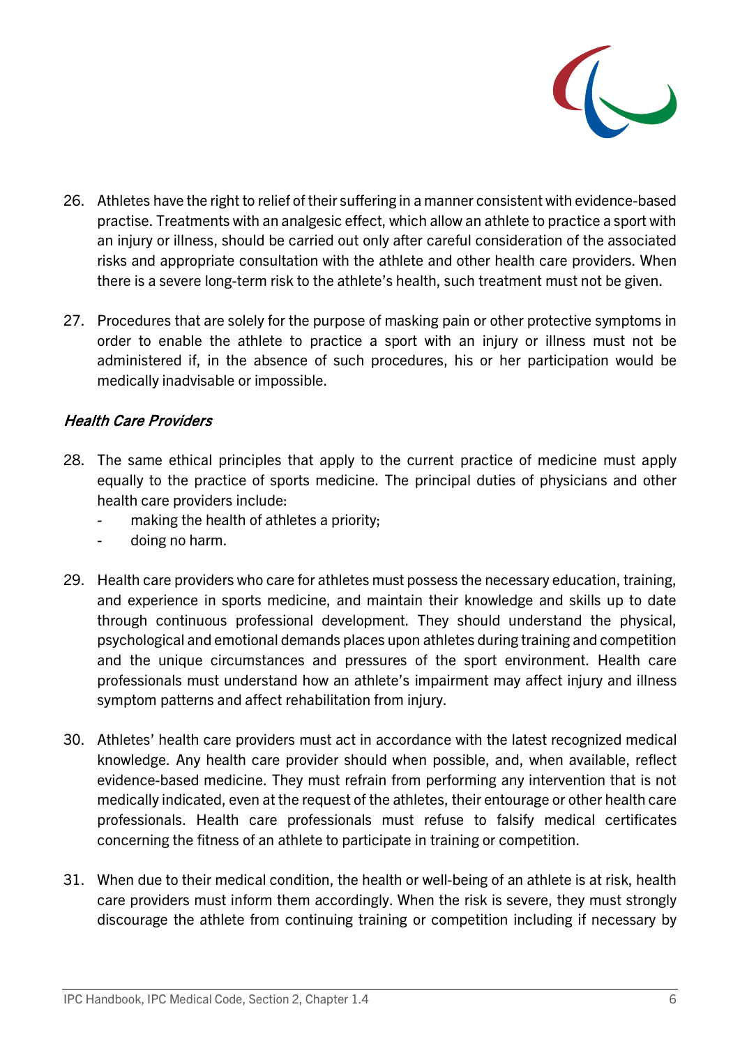26. Athletes have the right to relief of their suffering in a manner consistent with evidence-based practise. Treatments with an analgesic effect, which allow an athlete to practice a sport with an injury or illness, should be carried out only after careful consideration of the associated risks and appropriate consultation with the athlete and other health care providers. When there is a severe long-term risk to the athlete's health, such treatment must not be given.

27. Procedures that are solely for the purpose of masking pain or other protective symptoms in order to enable the athlete to practice a sport with an injury or illness must not be administered if, in the absence of such procedures, his or her participation would be medically inadvisable or impossible.

### *Health Care Providers*

28. The same ethical principles that apply to the current practice of medicine must apply equally to the practice of sports medicine. The principal duties of physicians and other health care providers include:
    - making the health of athletes a priority;
    - doing no harm.

29. Health care providers who care for athletes must possess the necessary education, training, and experience in sports medicine, and maintain their knowledge and skills up to date through continuous professional development. They should understand the physical, psychological and emotional demands places upon athletes during training and competition and the unique circumstances and pressures of the sport environment. Health care professionals must understand how an athlete's impairment may affect injury and illness symptom patterns and affect rehabilitation from injury.

30. Athletes' health care providers must act in accordance with the latest recognized medical knowledge. Any health care provider should when possible, and, when available, reflect evidence-based medicine. They must refrain from performing any intervention that is not medically indicated, even at the request of the athletes, their entourage or other health care professionals. Health care professionals must refuse to falsify medical certificates concerning the fitness of an athlete to participate in training or competition.

31. When due to their medical condition, the health or well-being of an athlete is at risk, health care providers must inform them accordingly. When the risk is severe, they must strongly discourage the athlete from continuing training or competition including if necessary by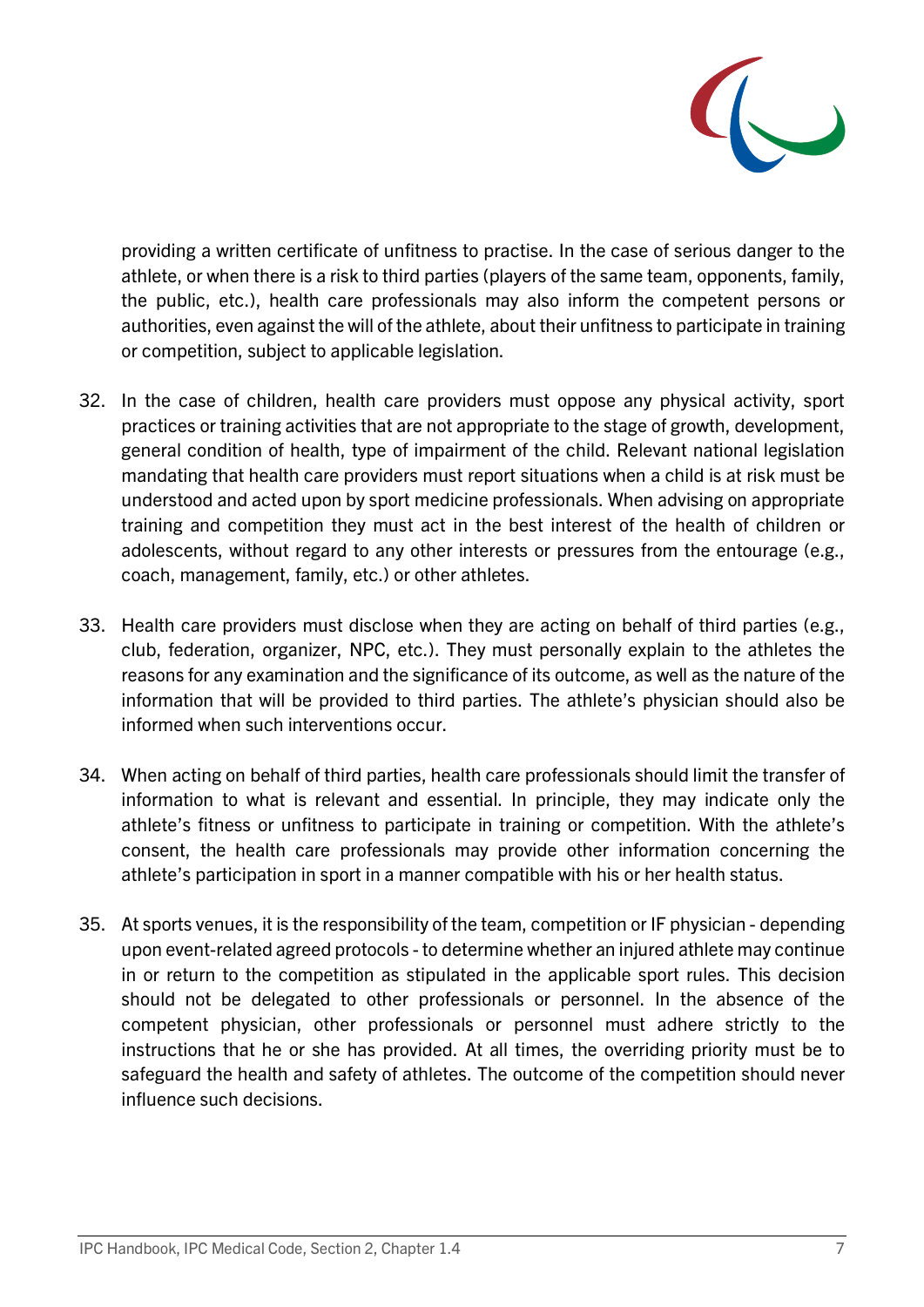providing a written certificate of unfitness to practise. In the case of serious danger to the athlete, or when there is a risk to third parties (players of the same team, opponents, family, the public, etc.), health care professionals may also inform the competent persons or authorities, even against the will of the athlete, about their unfitness to participate in training or competition, subject to applicable legislation.

32. In the case of children, health care providers must oppose any physical activity, sport practices or training activities that are not appropriate to the stage of growth, development, general condition of health, type of impairment of the child. Relevant national legislation mandating that health care providers must report situations when a child is at risk must be understood and acted upon by sport medicine professionals. When advising on appropriate training and competition they must act in the best interest of the health of children or adolescents, without regard to any other interests or pressures from the entourage (e.g., coach, management, family, etc.) or other athletes.

33. Health care providers must disclose when they are acting on behalf of third parties (e.g., club, federation, organizer, NPC, etc.). They must personally explain to the athletes the reasons for any examination and the significance of its outcome, as well as the nature of the information that will be provided to third parties. The athlete's physician should also be informed when such interventions occur.

34. When acting on behalf of third parties, health care professionals should limit the transfer of information to what is relevant and essential. In principle, they may indicate only the athlete's fitness or unfitness to participate in training or competition. With the athlete's consent, the health care professionals may provide other information concerning the athlete's participation in sport in a manner compatible with his or her health status.

35. At sports venues, it is the responsibility of the team, competition or IF physician - depending upon event-related agreed protocols - to determine whether an injured athlete may continue in or return to the competition as stipulated in the applicable sport rules. This decision should not be delegated to other professionals or personnel. In the absence of the competent physician, other professionals or personnel must adhere strictly to the instructions that he or she has provided. At all times, the overriding priority must be to safeguard the health and safety of athletes. The outcome of the competition should never influence such decisions.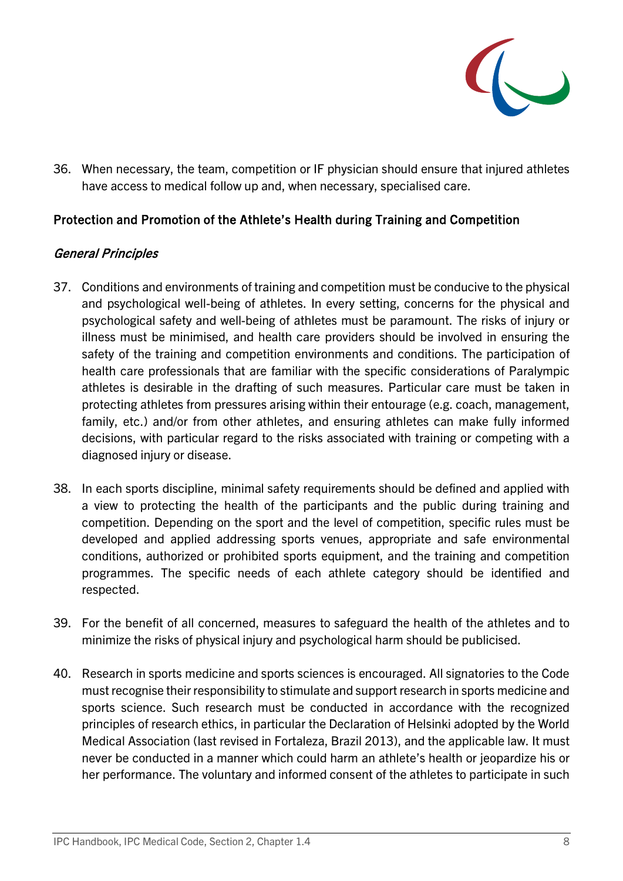36. When necessary, the team, competition or IF physician should ensure that injured athletes have access to medical follow up and, when necessary, specialised care.

## Protection and Promotion of the Athlete's Health during Training and Competition

### *General Principles*

37. Conditions and environments of training and competition must be conducive to the physical and psychological well-being of athletes. In every setting, concerns for the physical and psychological safety and well-being of athletes must be paramount. The risks of injury or illness must be minimised, and health care providers should be involved in ensuring the safety of the training and competition environments and conditions. The participation of health care professionals that are familiar with the specific considerations of Paralympic athletes is desirable in the drafting of such measures. Particular care must be taken in protecting athletes from pressures arising within their entourage (e.g. coach, management, family, etc.) and/or from other athletes, and ensuring athletes can make fully informed decisions, with particular regard to the risks associated with training or competing with a diagnosed injury or disease.

38. In each sports discipline, minimal safety requirements should be defined and applied with a view to protecting the health of the participants and the public during training and competition. Depending on the sport and the level of competition, specific rules must be developed and applied addressing sports venues, appropriate and safe environmental conditions, authorized or prohibited sports equipment, and the training and competition programmes. The specific needs of each athlete category should be identified and respected.

39. For the benefit of all concerned, measures to safeguard the health of the athletes and to minimize the risks of physical injury and psychological harm should be publicised.

40. Research in sports medicine and sports sciences is encouraged. All signatories to the Code must recognise their responsibility to stimulate and support research in sports medicine and sports science. Such research must be conducted in accordance with the recognized principles of research ethics, in particular the Declaration of Helsinki adopted by the World Medical Association (last revised in Fortaleza, Brazil 2013), and the applicable law. It must never be conducted in a manner which could harm an athlete's health or jeopardize his or her performance. The voluntary and informed consent of the athletes to participate in such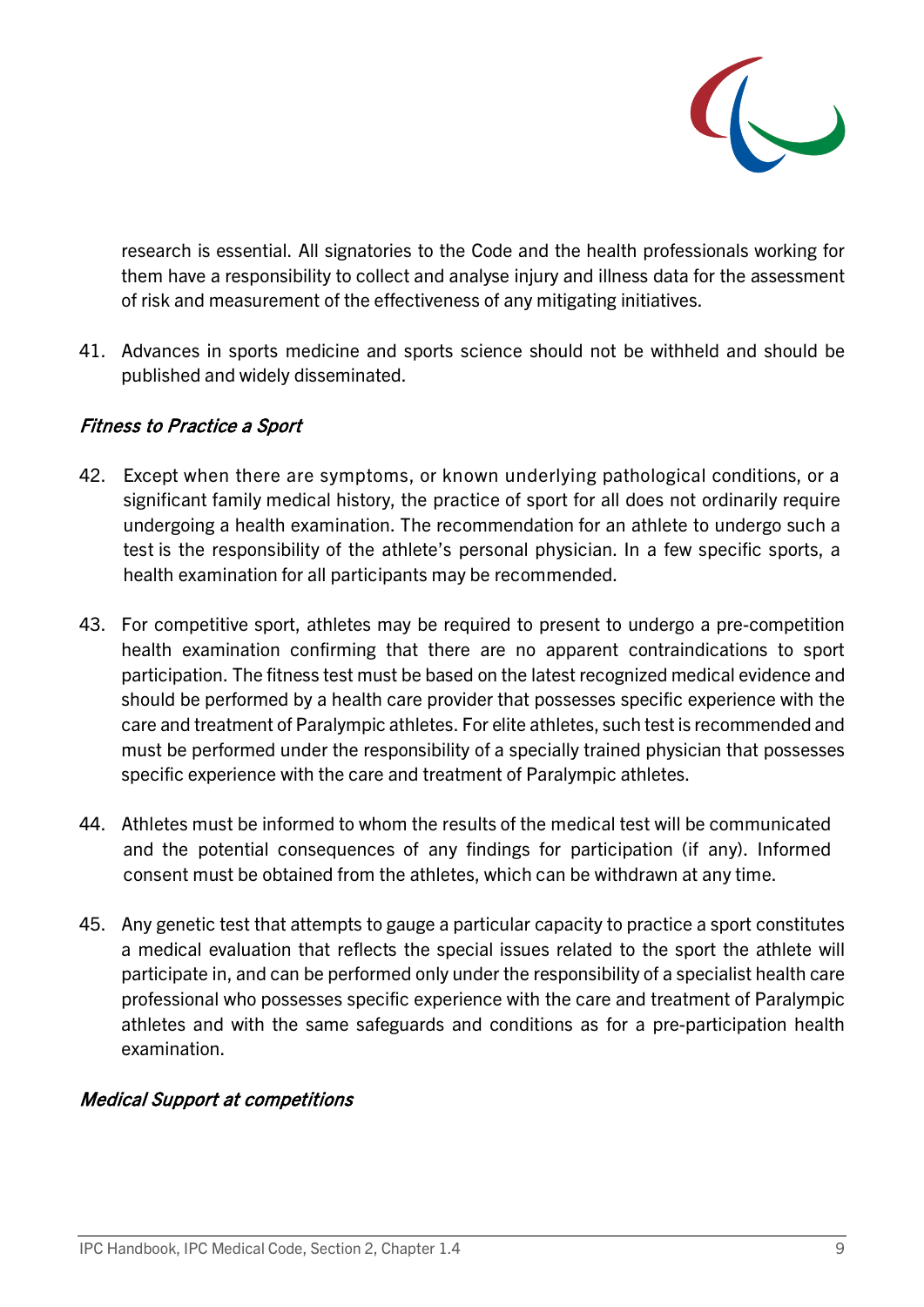research is essential. All signatories to the Code and the health professionals working for them have a responsibility to collect and analyse injury and illness data for the assessment of risk and measurement of the effectiveness of any mitigating initiatives.

41. Advances in sports medicine and sports science should not be withheld and should be published and widely disseminated.

### *Fitness to Practice a Sport*

42. Except when there are symptoms, or known underlying pathological conditions, or a significant family medical history, the practice of sport for all does not ordinarily require undergoing a health examination. The recommendation for an athlete to undergo such a test is the responsibility of the athlete's personal physician. In a few specific sports, a health examination for all participants may be recommended.

43. For competitive sport, athletes may be required to present to undergo a pre-competition health examination confirming that there are no apparent contraindications to sport participation. The fitness test must be based on the latest recognized medical evidence and should be performed by a health care provider that possesses specific experience with the care and treatment of Paralympic athletes. For elite athletes, such test is recommended and must be performed under the responsibility of a specially trained physician that possesses specific experience with the care and treatment of Paralympic athletes.

44. Athletes must be informed to whom the results of the medical test will be communicated and the potential consequences of any findings for participation (if any). Informed consent must be obtained from the athletes, which can be withdrawn at any time.

45. Any genetic test that attempts to gauge a particular capacity to practice a sport constitutes a medical evaluation that reflects the special issues related to the sport the athlete will participate in, and can be performed only under the responsibility of a specialist health care professional who possesses specific experience with the care and treatment of Paralympic athletes and with the same safeguards and conditions as for a pre-participation health examination.

### *Medical Support at competitions*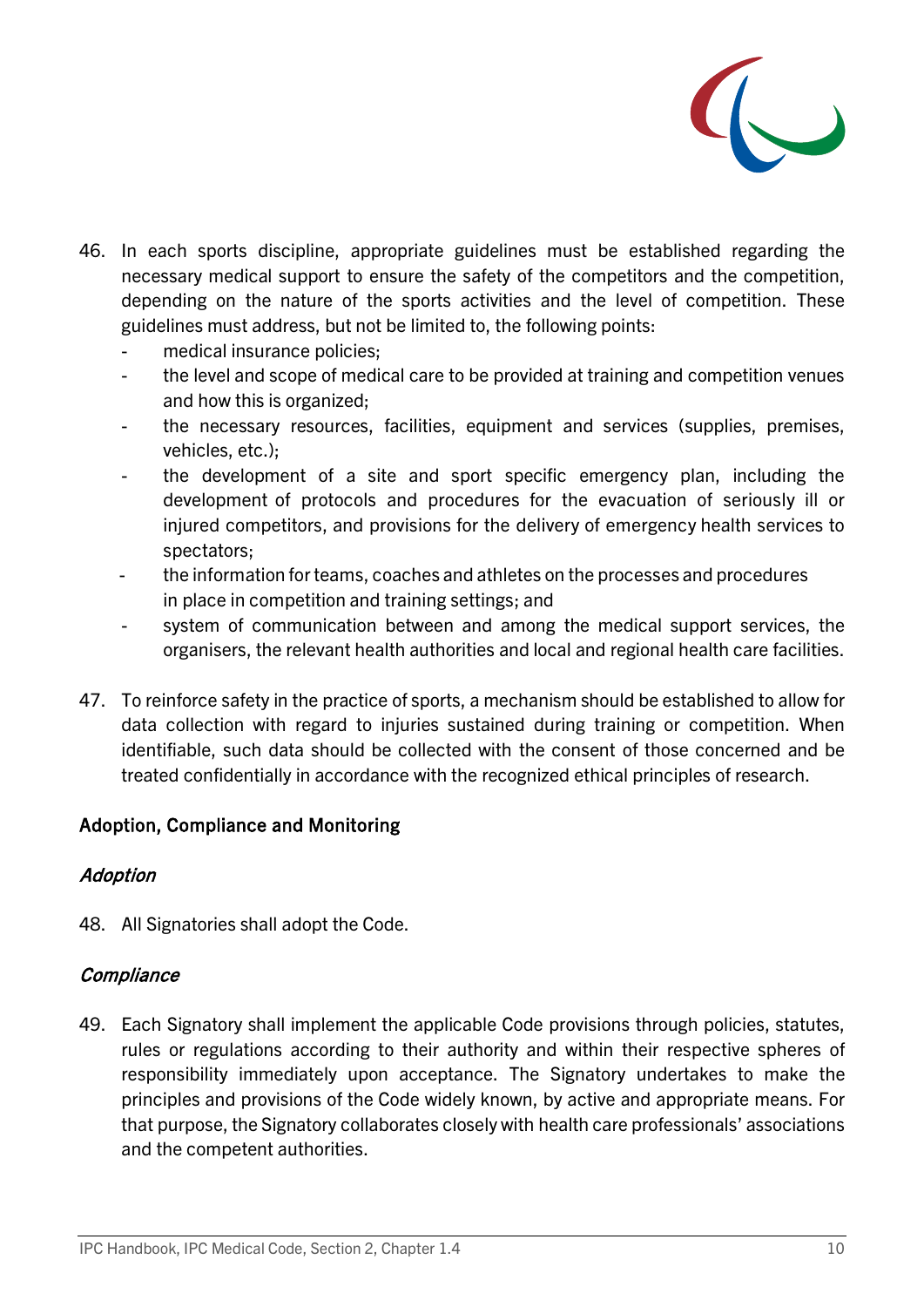46. In each sports discipline, appropriate guidelines must be established regarding the necessary medical support to ensure the safety of the competitors and the competition, depending on the nature of the sports activities and the level of competition. These guidelines must address, but not be limited to, the following points:
    - medical insurance policies;
    - the level and scope of medical care to be provided at training and competition venues and how this is organized;
    - the necessary resources, facilities, equipment and services (supplies, premises, vehicles, etc.);
    - the development of a site and sport specific emergency plan, including the development of protocols and procedures for the evacuation of seriously ill or injured competitors, and provisions for the delivery of emergency health services to spectators;
    - the information for teams, coaches and athletes on the processes and procedures in place in competition and training settings; and
    - system of communication between and among the medical support services, the organisers, the relevant health authorities and local and regional health care facilities.

47. To reinforce safety in the practice of sports, a mechanism should be established to allow for data collection with regard to injuries sustained during training or competition. When identifiable, such data should be collected with the consent of those concerned and be treated confidentially in accordance with the recognized ethical principles of research.

## Adoption, Compliance and Monitoring

### *Adoption*

48. All Signatories shall adopt the Code.

### *Compliance*

49. Each Signatory shall implement the applicable Code provisions through policies, statutes, rules or regulations according to their authority and within their respective spheres of responsibility immediately upon acceptance. The Signatory undertakes to make the principles and provisions of the Code widely known, by active and appropriate means. For that purpose, the Signatory collaborates closely with health care professionals' associations and the competent authorities.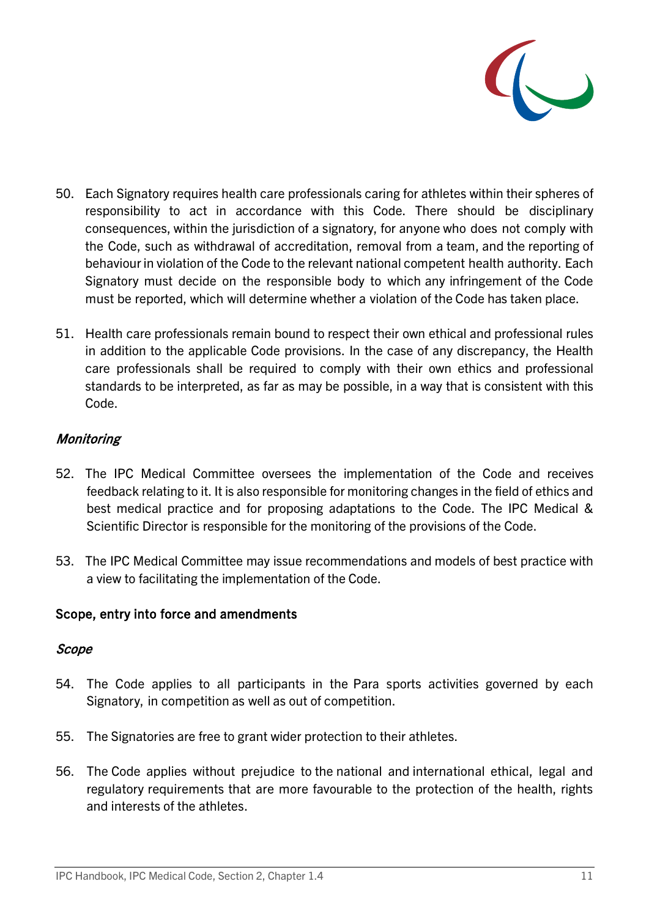50. Each Signatory requires health care professionals caring for athletes within their spheres of responsibility to act in accordance with this Code. There should be disciplinary consequences, within the jurisdiction of a signatory, for anyone who does not comply with the Code, such as withdrawal of accreditation, removal from a team, and the reporting of behaviour in violation of the Code to the relevant national competent health authority. Each Signatory must decide on the responsible body to which any infringement of the Code must be reported, which will determine whether a violation of the Code has taken place.

51. Health care professionals remain bound to respect their own ethical and professional rules in addition to the applicable Code provisions. In the case of any discrepancy, the Health care professionals shall be required to comply with their own ethics and professional standards to be interpreted, as far as may be possible, in a way that is consistent with this Code.

*Monitoring*

52. The IPC Medical Committee oversees the implementation of the Code and receives feedback relating to it. It is also responsible for monitoring changes in the field of ethics and best medical practice and for proposing adaptations to the Code. The IPC Medical & Scientific Director is responsible for the monitoring of the provisions of the Code.

53. The IPC Medical Committee may issue recommendations and models of best practice with a view to facilitating the implementation of the Code.

## Scope, entry into force and amendments

*Scope*

54. The Code applies to all participants in the Para sports activities governed by each Signatory, in competition as well as out of competition.

55. The Signatories are free to grant wider protection to their athletes.

56. The Code applies without prejudice to the national and international ethical, legal and regulatory requirements that are more favourable to the protection of the health, rights and interests of the athletes.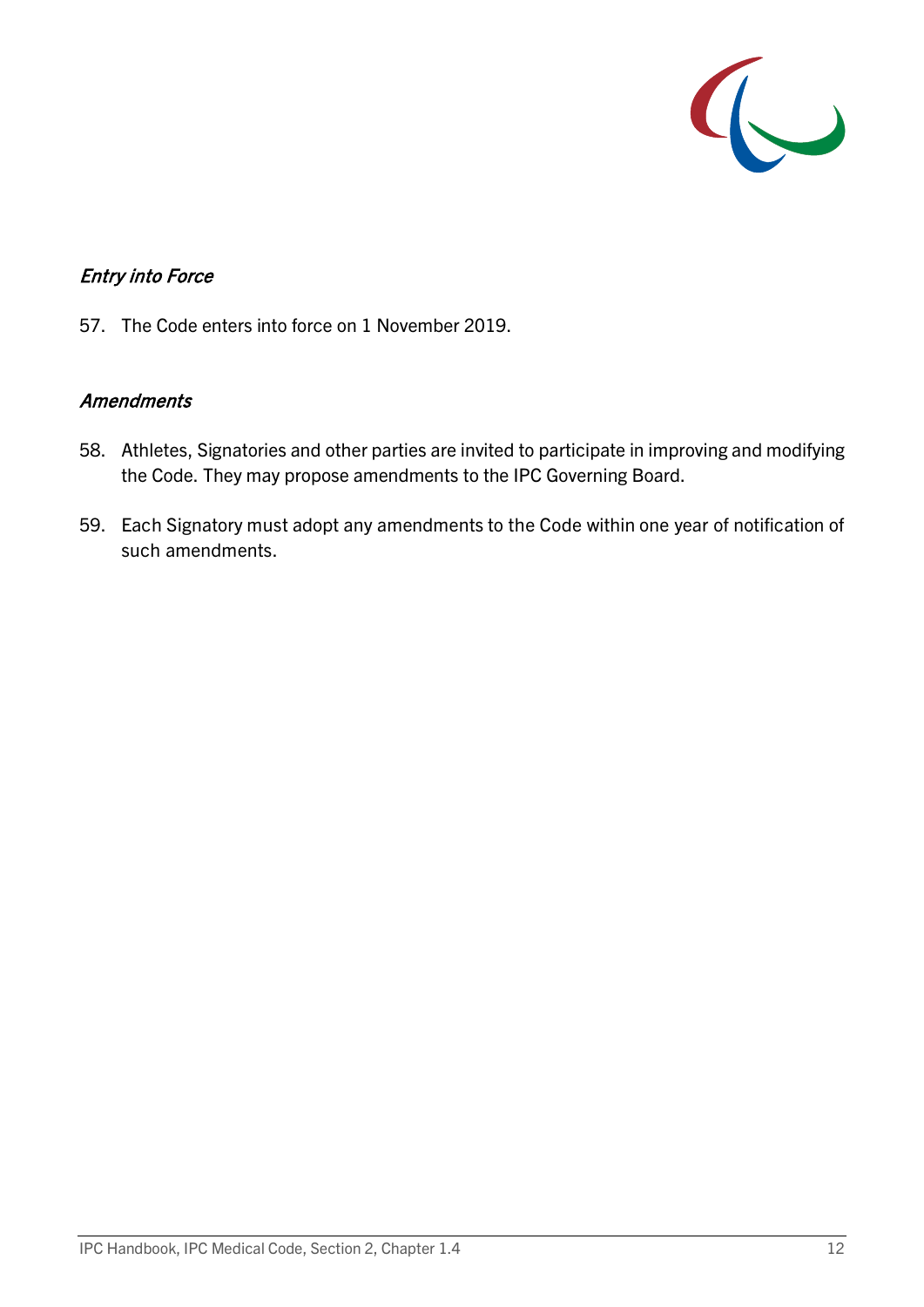*Entry into Force*

57. The Code enters into force on 1 November 2019.

*Amendments*

58. Athletes, Signatories and other parties are invited to participate in improving and modifying the Code. They may propose amendments to the IPC Governing Board.

59. Each Signatory must adopt any amendments to the Code within one year of notification of such amendments.